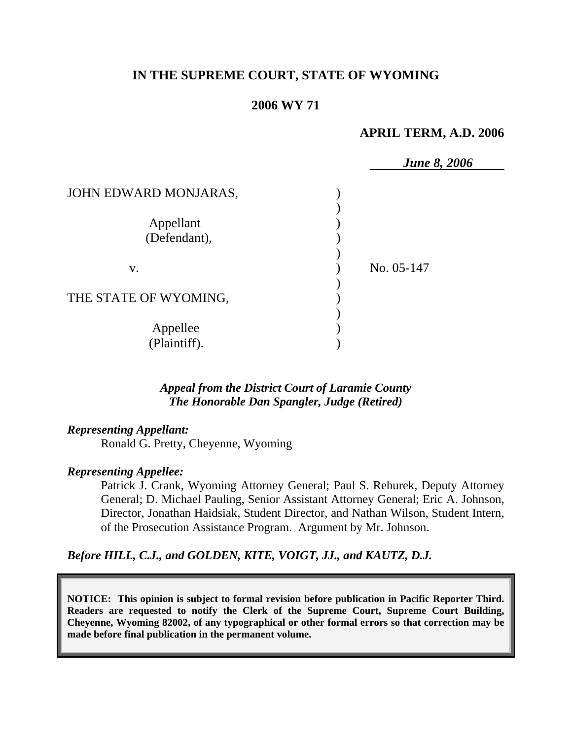**IN THE SUPREME COURT, STATE OF WYOMING**

**2006 WY 71**

**APRIL TERM, A.D. 2006**

***June 8, 2006***

JOHN EDWARD MONJARAS,

Appellant
(Defendant),

v.

THE STATE OF WYOMING,

Appellee
(Plaintiff).

No. 05-147

***Appeal from the District Court of Laramie County***
***The Honorable Dan Spangler, Judge (Retired)***

***Representing Appellant:***

Ronald G. Pretty, Cheyenne, Wyoming

***Representing Appellee:***

Patrick J. Crank, Wyoming Attorney General; Paul S. Rehurek, Deputy Attorney General; D. Michael Pauling, Senior Assistant Attorney General; Eric A. Johnson, Director, Jonathan Haidsiak, Student Director, and Nathan Wilson, Student Intern, of the Prosecution Assistance Program. Argument by Mr. Johnson.

***Before HILL, C.J., and GOLDEN, KITE, VOIGT, JJ., and KAUTZ, D.J.***

**NOTICE: This opinion is subject to formal revision before publication in Pacific Reporter Third. Readers are requested to notify the Clerk of the Supreme Court, Supreme Court Building, Cheyenne, Wyoming 82002, of any typographical or other formal errors so that correction may be made before final publication in the permanent volume.**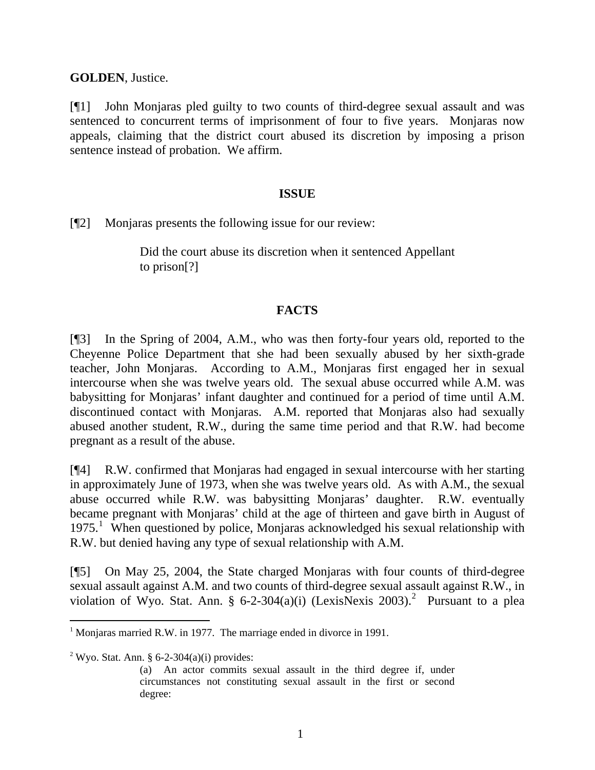**GOLDEN**, Justice.

[¶1] John Monjaras pled guilty to two counts of third-degree sexual assault and was sentenced to concurrent terms of imprisonment of four to five years. Monjaras now appeals, claiming that the district court abused its discretion by imposing a prison sentence instead of probation. We affirm.

## ISSUE

[¶2] Monjaras presents the following issue for our review:

> Did the court abuse its discretion when it sentenced Appellant to prison[?]

## FACTS

[¶3] In the Spring of 2004, A.M., who was then forty-four years old, reported to the Cheyenne Police Department that she had been sexually abused by her sixth-grade teacher, John Monjaras. According to A.M., Monjaras first engaged her in sexual intercourse when she was twelve years old. The sexual abuse occurred while A.M. was babysitting for Monjaras' infant daughter and continued for a period of time until A.M. discontinued contact with Monjaras. A.M. reported that Monjaras also had sexually abused another student, R.W., during the same time period and that R.W. had become pregnant as a result of the abuse.

[¶4] R.W. confirmed that Monjaras had engaged in sexual intercourse with her starting in approximately June of 1973, when she was twelve years old. As with A.M., the sexual abuse occurred while R.W. was babysitting Monjaras' daughter. R.W. eventually became pregnant with Monjaras' child at the age of thirteen and gave birth in August of 1975.[1] When questioned by police, Monjaras acknowledged his sexual relationship with R.W. but denied having any type of sexual relationship with A.M.

[¶5] On May 25, 2004, the State charged Monjaras with four counts of third-degree sexual assault against A.M. and two counts of third-degree sexual assault against R.W., in violation of Wyo. Stat. Ann. § 6-2-304(a)(i) (LexisNexis 2003).[2] Pursuant to a plea

---

[1] Monjaras married R.W. in 1977. The marriage ended in divorce in 1991.

[2] Wyo. Stat. Ann. § 6-2-304(a)(i) provides:

> (a) An actor commits sexual assault in the third degree if, under circumstances not constituting sexual assault in the first or second degree: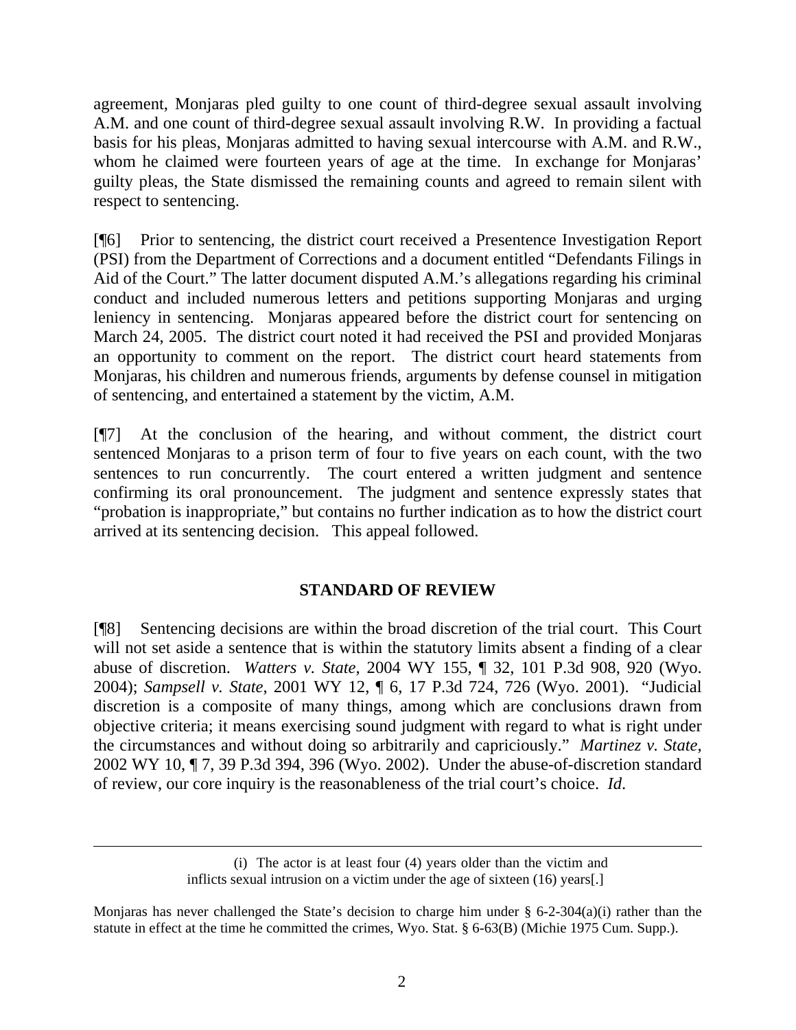agreement, Monjaras pled guilty to one count of third-degree sexual assault involving A.M. and one count of third-degree sexual assault involving R.W. In providing a factual basis for his pleas, Monjaras admitted to having sexual intercourse with A.M. and R.W., whom he claimed were fourteen years of age at the time. In exchange for Monjaras' guilty pleas, the State dismissed the remaining counts and agreed to remain silent with respect to sentencing.

[¶6] Prior to sentencing, the district court received a Presentence Investigation Report (PSI) from the Department of Corrections and a document entitled "Defendants Filings in Aid of the Court." The latter document disputed A.M.'s allegations regarding his criminal conduct and included numerous letters and petitions supporting Monjaras and urging leniency in sentencing. Monjaras appeared before the district court for sentencing on March 24, 2005. The district court noted it had received the PSI and provided Monjaras an opportunity to comment on the report. The district court heard statements from Monjaras, his children and numerous friends, arguments by defense counsel in mitigation of sentencing, and entertained a statement by the victim, A.M.

[¶7] At the conclusion of the hearing, and without comment, the district court sentenced Monjaras to a prison term of four to five years on each count, with the two sentences to run concurrently. The court entered a written judgment and sentence confirming its oral pronouncement. The judgment and sentence expressly states that "probation is inappropriate," but contains no further indication as to how the district court arrived at its sentencing decision. This appeal followed.

## STANDARD OF REVIEW

[¶8] Sentencing decisions are within the broad discretion of the trial court. This Court will not set aside a sentence that is within the statutory limits absent a finding of a clear abuse of discretion. *Watters v. State*, 2004 WY 155, ¶ 32, 101 P.3d 908, 920 (Wyo. 2004); *Sampsell v. State*, 2001 WY 12, ¶ 6, 17 P.3d 724, 726 (Wyo. 2001). "Judicial discretion is a composite of many things, among which are conclusions drawn from objective criteria; it means exercising sound judgment with regard to what is right under the circumstances and without doing so arbitrarily and capriciously." *Martinez v. State*, 2002 WY 10, ¶ 7, 39 P.3d 394, 396 (Wyo. 2002). Under the abuse-of-discretion standard of review, our core inquiry is the reasonableness of the trial court's choice. *Id.*

---

> (i) The actor is at least four (4) years older than the victim and inflicts sexual intrusion on a victim under the age of sixteen (16) years[.]

Monjaras has never challenged the State's decision to charge him under § 6-2-304(a)(i) rather than the statute in effect at the time he committed the crimes, Wyo. Stat. § 6-63(B) (Michie 1975 Cum. Supp.).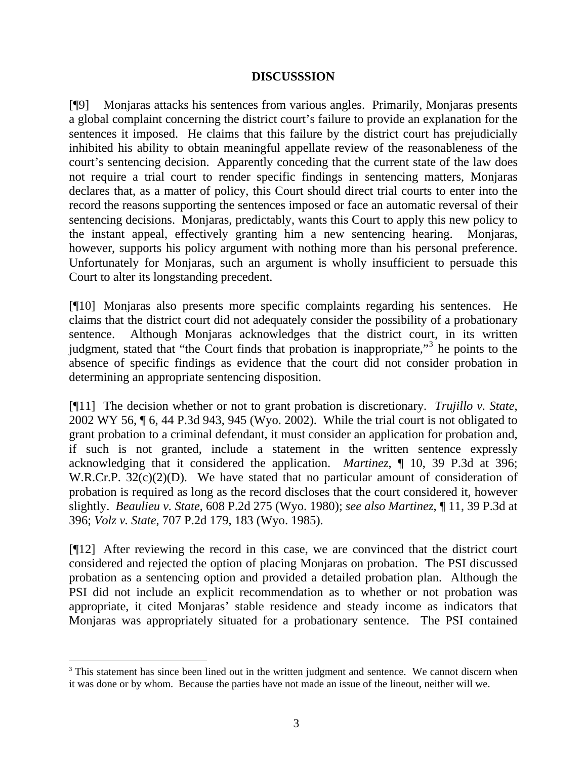## DISCUSSSION

[¶9] Monjaras attacks his sentences from various angles. Primarily, Monjaras presents a global complaint concerning the district court's failure to provide an explanation for the sentences it imposed. He claims that this failure by the district court has prejudicially inhibited his ability to obtain meaningful appellate review of the reasonableness of the court's sentencing decision. Apparently conceding that the current state of the law does not require a trial court to render specific findings in sentencing matters, Monjaras declares that, as a matter of policy, this Court should direct trial courts to enter into the record the reasons supporting the sentences imposed or face an automatic reversal of their sentencing decisions. Monjaras, predictably, wants this Court to apply this new policy to the instant appeal, effectively granting him a new sentencing hearing. Monjaras, however, supports his policy argument with nothing more than his personal preference. Unfortunately for Monjaras, such an argument is wholly insufficient to persuade this Court to alter its longstanding precedent.

[¶10] Monjaras also presents more specific complaints regarding his sentences. He claims that the district court did not adequately consider the possibility of a probationary sentence. Although Monjaras acknowledges that the district court, in its written judgment, stated that "the Court finds that probation is inappropriate,"[3] he points to the absence of specific findings as evidence that the court did not consider probation in determining an appropriate sentencing disposition.

[¶11] The decision whether or not to grant probation is discretionary. *Trujillo v. State*, 2002 WY 56, ¶ 6, 44 P.3d 943, 945 (Wyo. 2002). While the trial court is not obligated to grant probation to a criminal defendant, it must consider an application for probation and, if such is not granted, include a statement in the written sentence expressly acknowledging that it considered the application. *Martinez*, ¶ 10, 39 P.3d at 396; W.R.Cr.P. 32(c)(2)(D). We have stated that no particular amount of consideration of probation is required as long as the record discloses that the court considered it, however slightly. *Beaulieu v. State*, 608 P.2d 275 (Wyo. 1980); *see also Martinez*, ¶ 11, 39 P.3d at 396; *Volz v. State*, 707 P.2d 179, 183 (Wyo. 1985).

[¶12] After reviewing the record in this case, we are convinced that the district court considered and rejected the option of placing Monjaras on probation. The PSI discussed probation as a sentencing option and provided a detailed probation plan. Although the PSI did not include an explicit recommendation as to whether or not probation was appropriate, it cited Monjaras' stable residence and steady income as indicators that Monjaras was appropriately situated for a probationary sentence. The PSI contained

[3] This statement has since been lined out in the written judgment and sentence. We cannot discern when it was done or by whom. Because the parties have not made an issue of the lineout, neither will we.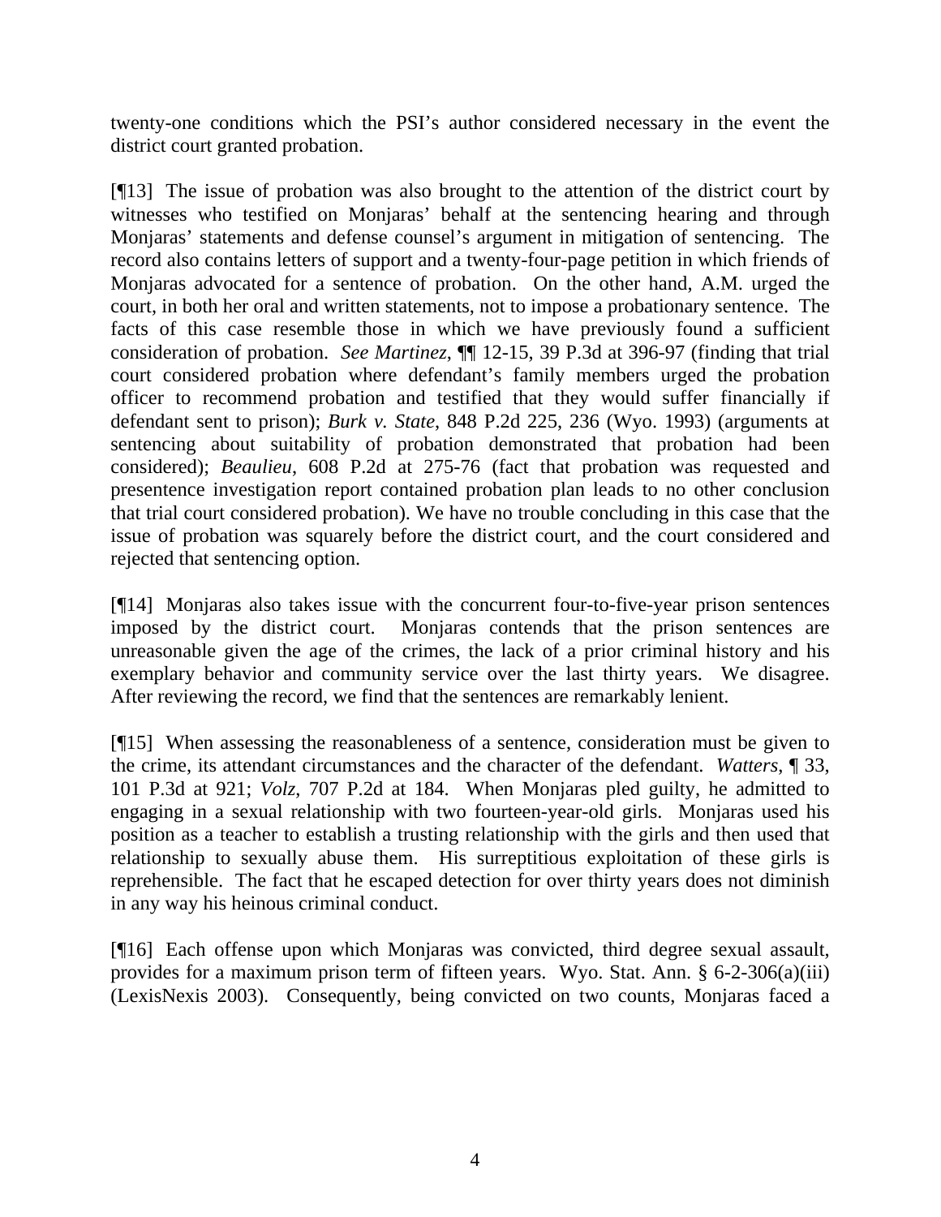twenty-one conditions which the PSI's author considered necessary in the event the district court granted probation.

[¶13] The issue of probation was also brought to the attention of the district court by witnesses who testified on Monjaras' behalf at the sentencing hearing and through Monjaras' statements and defense counsel's argument in mitigation of sentencing. The record also contains letters of support and a twenty-four-page petition in which friends of Monjaras advocated for a sentence of probation. On the other hand, A.M. urged the court, in both her oral and written statements, not to impose a probationary sentence. The facts of this case resemble those in which we have previously found a sufficient consideration of probation. *See Martinez*, ¶¶ 12-15, 39 P.3d at 396-97 (finding that trial court considered probation where defendant's family members urged the probation officer to recommend probation and testified that they would suffer financially if defendant sent to prison); *Burk v. State*, 848 P.2d 225, 236 (Wyo. 1993) (arguments at sentencing about suitability of probation demonstrated that probation had been considered); *Beaulieu*, 608 P.2d at 275-76 (fact that probation was requested and presentence investigation report contained probation plan leads to no other conclusion that trial court considered probation). We have no trouble concluding in this case that the issue of probation was squarely before the district court, and the court considered and rejected that sentencing option.

[¶14] Monjaras also takes issue with the concurrent four-to-five-year prison sentences imposed by the district court. Monjaras contends that the prison sentences are unreasonable given the age of the crimes, the lack of a prior criminal history and his exemplary behavior and community service over the last thirty years. We disagree. After reviewing the record, we find that the sentences are remarkably lenient.

[¶15] When assessing the reasonableness of a sentence, consideration must be given to the crime, its attendant circumstances and the character of the defendant. *Watters*, ¶ 33, 101 P.3d at 921; *Volz*, 707 P.2d at 184. When Monjaras pled guilty, he admitted to engaging in a sexual relationship with two fourteen-year-old girls. Monjaras used his position as a teacher to establish a trusting relationship with the girls and then used that relationship to sexually abuse them. His surreptitious exploitation of these girls is reprehensible. The fact that he escaped detection for over thirty years does not diminish in any way his heinous criminal conduct.

[¶16] Each offense upon which Monjaras was convicted, third degree sexual assault, provides for a maximum prison term of fifteen years. Wyo. Stat. Ann. § 6-2-306(a)(iii) (LexisNexis 2003). Consequently, being convicted on two counts, Monjaras faced a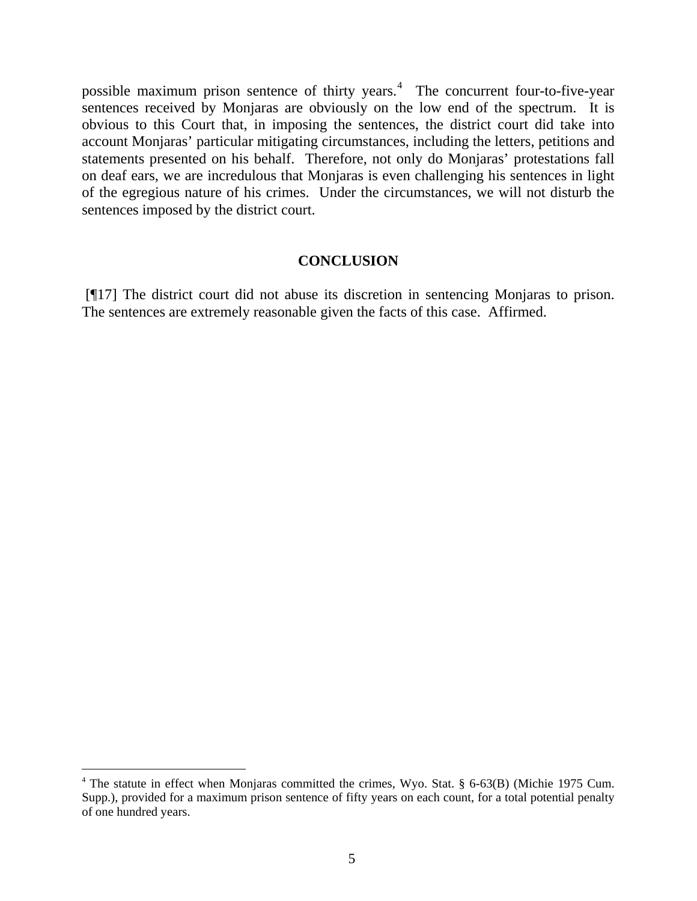possible maximum prison sentence of thirty years.[4] The concurrent four-to-five-year sentences received by Monjaras are obviously on the low end of the spectrum. It is obvious to this Court that, in imposing the sentences, the district court did take into account Monjaras' particular mitigating circumstances, including the letters, petitions and statements presented on his behalf. Therefore, not only do Monjaras' protestations fall on deaf ears, we are incredulous that Monjaras is even challenging his sentences in light of the egregious nature of his crimes. Under the circumstances, we will not disturb the sentences imposed by the district court.

## CONCLUSION

[¶17] The district court did not abuse its discretion in sentencing Monjaras to prison. The sentences are extremely reasonable given the facts of this case. Affirmed.

---

[4] The statute in effect when Monjaras committed the crimes, Wyo. Stat. § 6-63(B) (Michie 1975 Cum. Supp.), provided for a maximum prison sentence of fifty years on each count, for a total potential penalty of one hundred years.